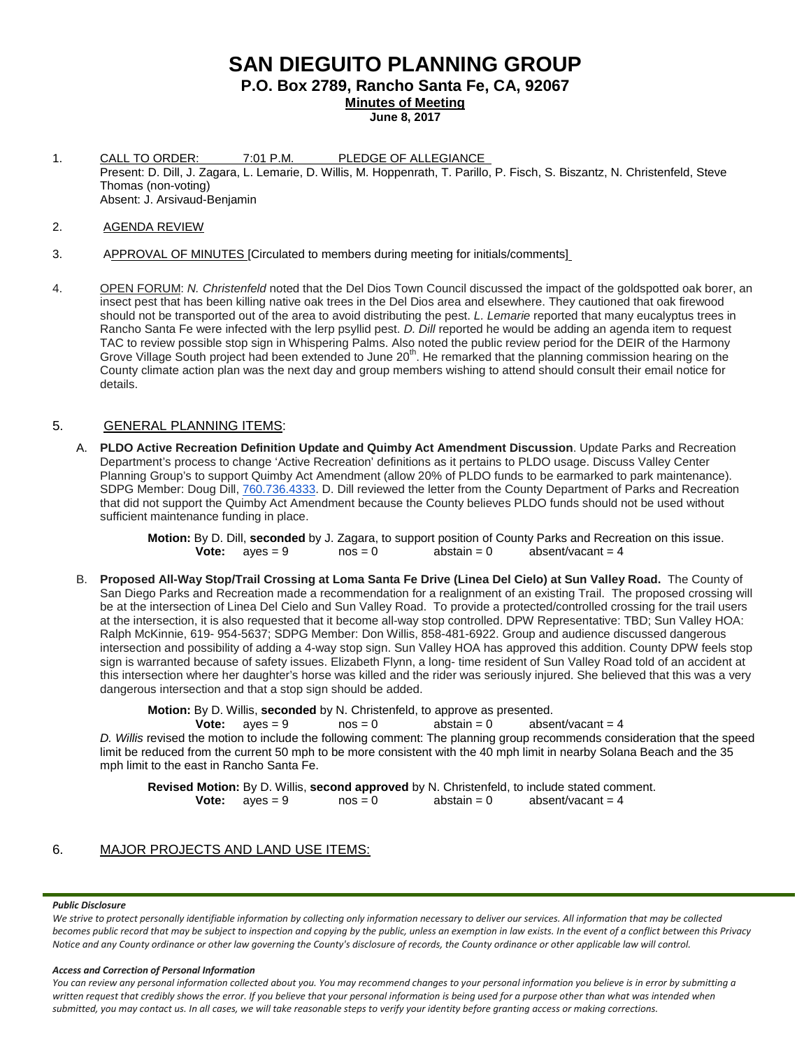# SAN DIEGUITO PLANNING GROUP

## P.O. Box 2789, Rancho Santa Fe, CA, 92067

**Minutes of Meeting**

**June 8, 2017**

1. CALL TO ORDER: 7:01 P.M. PLEDGE OF ALLEGIANCE
   Present: D. Dill, J. Zagara, L. Lemarie, D. Willis, M. Hoppenrath, T. Parillo, P. Fisch, S. Biszantz, N. Christenfeld, Steve Thomas (non-voting)
   Absent: J. Arsivaud-Benjamin

2. AGENDA REVIEW

3. APPROVAL OF MINUTES [Circulated to members during meeting for initials/comments]

4. OPEN FORUM: *N. Christenfeld* noted that the Del Dios Town Council discussed the impact of the goldspotted oak borer, an insect pest that has been killing native oak trees in the Del Dios area and elsewhere. They cautioned that oak firewood should not be transported out of the area to avoid distributing the pest. *L. Lemarie* reported that many eucalyptus trees in Rancho Santa Fe were infected with the lerp psyllid pest. *D. Dill* reported he would be adding an agenda item to request TAC to review possible stop sign in Whispering Palms. Also noted the public review period for the DEIR of the Harmony Grove Village South project had been extended to June 20th. He remarked that the planning commission hearing on the County climate action plan was the next day and group members wishing to attend should consult their email notice for details.

5. GENERAL PLANNING ITEMS:

   A. **PLDO Active Recreation Definition Update and Quimby Act Amendment Discussion**. Update Parks and Recreation Department's process to change 'Active Recreation' definitions as it pertains to PLDO usage. Discuss Valley Center Planning Group's to support Quimby Act Amendment (allow 20% of PLDO funds to be earmarked to park maintenance). SDPG Member: Doug Dill, 760.736.4333. D. Dill reviewed the letter from the County Department of Parks and Recreation that did not support the Quimby Act Amendment because the County believes PLDO funds should not be used without sufficient maintenance funding in place.

      **Motion:** By D. Dill, **seconded** by J. Zagara, to support position of County Parks and Recreation on this issue.
      **Vote:** ayes = 9 nos = 0 abstain = 0 absent/vacant = 4

   B. **Proposed All-Way Stop/Trail Crossing at Loma Santa Fe Drive (Linea Del Cielo) at Sun Valley Road.** The County of San Diego Parks and Recreation made a recommendation for a realignment of an existing Trail. The proposed crossing will be at the intersection of Linea Del Cielo and Sun Valley Road. To provide a protected/controlled crossing for the trail users at the intersection, it is also requested that it become all-way stop controlled. DPW Representative: TBD; Sun Valley HOA: Ralph McKinnie, 619- 954-5637; SDPG Member: Don Willis, 858-481-6922. Group and audience discussed dangerous intersection and possibility of adding a 4-way stop sign. Sun Valley HOA has approved this addition. County DPW feels stop sign is warranted because of safety issues. Elizabeth Flynn, a long- time resident of Sun Valley Road told of an accident at this intersection where her daughter's horse was killed and the rider was seriously injured. She believed that this was a very dangerous intersection and that a stop sign should be added.

      **Motion:** By D. Willis, **seconded** by N. Christenfeld, to approve as presented.
      **Vote:** ayes = 9 nos = 0 abstain = 0 absent/vacant = 4

      *D. Willis* revised the motion to include the following comment: The planning group recommends consideration that the speed limit be reduced from the current 50 mph to be more consistent with the 40 mph limit in nearby Solana Beach and the 35 mph limit to the east in Rancho Santa Fe.

      **Revised Motion:** By D. Willis, **second approved** by N. Christenfeld, to include stated comment.
      **Vote:** ayes = 9 nos = 0 abstain = 0 absent/vacant = 4

6. MAJOR PROJECTS AND LAND USE ITEMS:

***Public Disclosure***

*We strive to protect personally identifiable information by collecting only information necessary to deliver our services. All information that may be collected becomes public record that may be subject to inspection and copying by the public, unless an exemption in law exists. In the event of a conflict between this Privacy Notice and any County ordinance or other law governing the County's disclosure of records, the County ordinance or other applicable law will control.*

***Access and Correction of Personal Information***

*You can review any personal information collected about you. You may recommend changes to your personal information you believe is in error by submitting a written request that credibly shows the error. If you believe that your personal information is being used for a purpose other than what was intended when submitted, you may contact us. In all cases, we will take reasonable steps to verify your identity before granting access or making corrections.*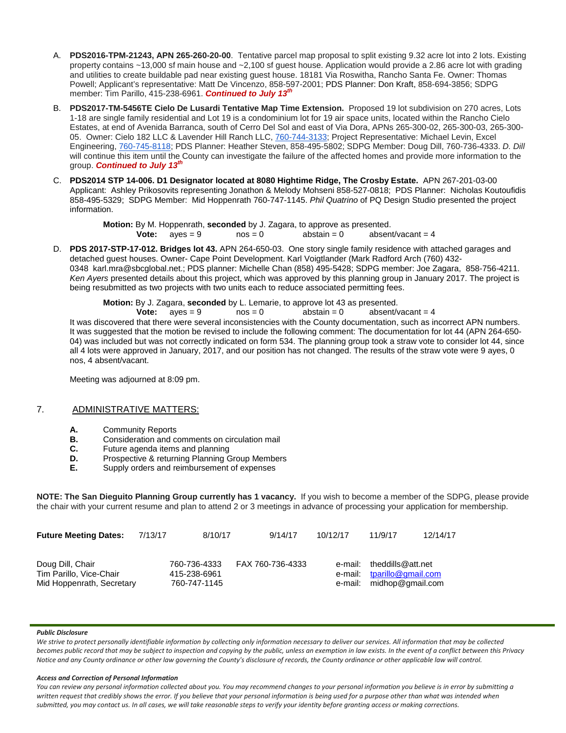A. **PDS2016-TPM-21243, APN 265-260-20-00**. Tentative parcel map proposal to split existing 9.32 acre lot into 2 lots. Existing property contains ~13,000 sf main house and ~2,100 sf guest house. Application would provide a 2.86 acre lot with grading and utilities to create buildable pad near existing guest house. 18181 Via Roswitha, Rancho Santa Fe. Owner: Thomas Powell; Applicant's representative: Matt De Vincenzo, 858-597-2001; PDS Planner: Don Kraft, 858-694-3856; SDPG member: Tim Parillo, 415-238-6961. ***Continued to July 13th***

B. **PDS2017-TM-5456TE Cielo De Lusardi Tentative Map Time Extension.** Proposed 19 lot subdivision on 270 acres, Lots 1-18 are single family residential and Lot 19 is a condominium lot for 19 air space units, located within the Rancho Cielo Estates, at end of Avenida Barranca, south of Cerro Del Sol and east of Via Dora, APNs 265-300-02, 265-300-03, 265-300-05. Owner: Cielo 182 LLC & Lavender Hill Ranch LLC, 760-744-3133; Project Representative: Michael Levin, Excel Engineering, 760-745-8118; PDS Planner: Heather Steven, 858-495-5802; SDPG Member: Doug Dill, 760-736-4333. *D. Dill* will continue this item until the County can investigate the failure of the affected homes and provide more information to the group. ***Continued to July 13th***

C. **PDS2014 STP 14-006. D1 Designator located at 8080 Hightime Ridge, The Crosby Estate.** APN 267-201-03-00 Applicant: Ashley Prikosovits representing Jonathon & Melody Mohseni 858-527-0818; PDS Planner: Nicholas Koutoufidis 858-495-5329; SDPG Member: Mid Hoppenrath 760-747-1145. *Phil Quatrino* of PQ Design Studio presented the project information.

   **Motion:** By M. Hoppenrath, **seconded** by J. Zagara, to approve as presented.
   **Vote:** ayes = 9 nos = 0 abstain = 0 absent/vacant = 4

D. **PDS 2017-STP-17-012. Bridges lot 43.** APN 264-650-03. One story single family residence with attached garages and detached guest houses. Owner- Cape Point Development. Karl Voigtlander (Mark Radford Arch (760) 432-0348 karl.mra@sbcglobal.net.; PDS planner: Michelle Chan (858) 495-5428; SDPG member: Joe Zagara, 858-756-4211. *Ken Ayers* presented details about this project, which was approved by this planning group in January 2017. The project is being resubmitted as two projects with two units each to reduce associated permitting fees.

   **Motion:** By J. Zagara, **seconded** by L. Lemarie, to approve lot 43 as presented.
   **Vote:** ayes = 9 nos = 0 abstain = 0 absent/vacant = 4

   It was discovered that there were several inconsistencies with the County documentation, such as incorrect APN numbers. It was suggested that the motion be revised to include the following comment: The documentation for lot 44 (APN 264-650-04) was included but was not correctly indicated on form 534. The planning group took a straw vote to consider lot 44, since all 4 lots were approved in January, 2017, and our position has not changed. The results of the straw vote were 9 ayes, 0 nos, 4 absent/vacant.

   Meeting was adjourned at 8:09 pm.

## 7. ADMINISTRATIVE MATTERS:

**A.** Community Reports
**B.** Consideration and comments on circulation mail
**C.** Future agenda items and planning
**D.** Prospective & returning Planning Group Members
**E.** Supply orders and reimbursement of expenses

**NOTE: The San Dieguito Planning Group currently has 1 vacancy.** If you wish to become a member of the SDPG, please provide the chair with your current resume and plan to attend 2 or 3 meetings in advance of processing your application for membership.

**Future Meeting Dates:** 7/13/17 8/10/17 9/14/17 10/12/17 11/9/17 12/14/17

| | | | |
|---|---|---|---|
| Doug Dill, Chair | 760-736-4333 | FAX 760-736-4333 | e-mail: theddills@att.net |
| Tim Parillo, Vice-Chair | 415-238-6961 | | e-mail: tparillo@gmail.com |
| Mid Hoppenrath, Secretary | 760-747-1145 | | e-mail: midhop@gmail.com |

***Public Disclosure***

*We strive to protect personally identifiable information by collecting only information necessary to deliver our services. All information that may be collected becomes public record that may be subject to inspection and copying by the public, unless an exemption in law exists. In the event of a conflict between this Privacy Notice and any County ordinance or other law governing the County's disclosure of records, the County ordinance or other applicable law will control.*

***Access and Correction of Personal Information***

*You can review any personal information collected about you. You may recommend changes to your personal information you believe is in error by submitting a written request that credibly shows the error. If you believe that your personal information is being used for a purpose other than what was intended when submitted, you may contact us. In all cases, we will take reasonable steps to verify your identity before granting access or making corrections.*